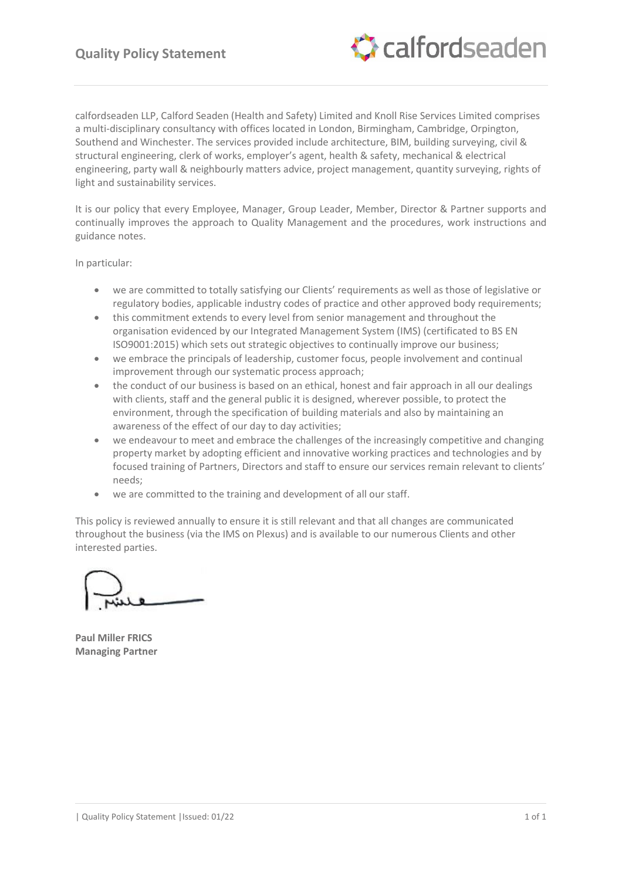# Quality Policy Statement

calfordseaden LLP, Calford Seaden (Health and Safety) Limited and Knoll Rise Services Limited comprises a multi-disciplinary consultancy with offices located in London, Birmingham, Cambridge, Orpington, Southend and Winchester. The services provided include architecture, BIM, building surveying, civil & structural engineering, clerk of works, employer's agent, health & safety, mechanical & electrical engineering, party wall & neighbourly matters advice, project management, quantity surveying, rights of light and sustainability services.

It is our policy that every Employee, Manager, Group Leader, Member, Director & Partner supports and continually improves the approach to Quality Management and the procedures, work instructions and guidance notes.

In particular:

- we are committed to totally satisfying our Clients' requirements as well as those of legislative or regulatory bodies, applicable industry codes of practice and other approved body requirements;
- this commitment extends to every level from senior management and throughout the organisation evidenced by our Integrated Management System (IMS) (certificated to BS EN ISO9001:2015) which sets out strategic objectives to continually improve our business;
- we embrace the principals of leadership, customer focus, people involvement and continual improvement through our systematic process approach;
- the conduct of our business is based on an ethical, honest and fair approach in all our dealings with clients, staff and the general public it is designed, wherever possible, to protect the environment, through the specification of building materials and also by maintaining an awareness of the effect of our day to day activities;
- we endeavour to meet and embrace the challenges of the increasingly competitive and changing property market by adopting efficient and innovative working practices and technologies and by focused training of Partners, Directors and staff to ensure our services remain relevant to clients' needs;
- we are committed to the training and development of all our staff.

This policy is reviewed annually to ensure it is still relevant and that all changes are communicated throughout the business (via the IMS on Plexus) and is available to our numerous Clients and other interested parties.

**Paul Miller FRICS**
**Managing Partner**

| Quality Policy Statement | Issued: 01/22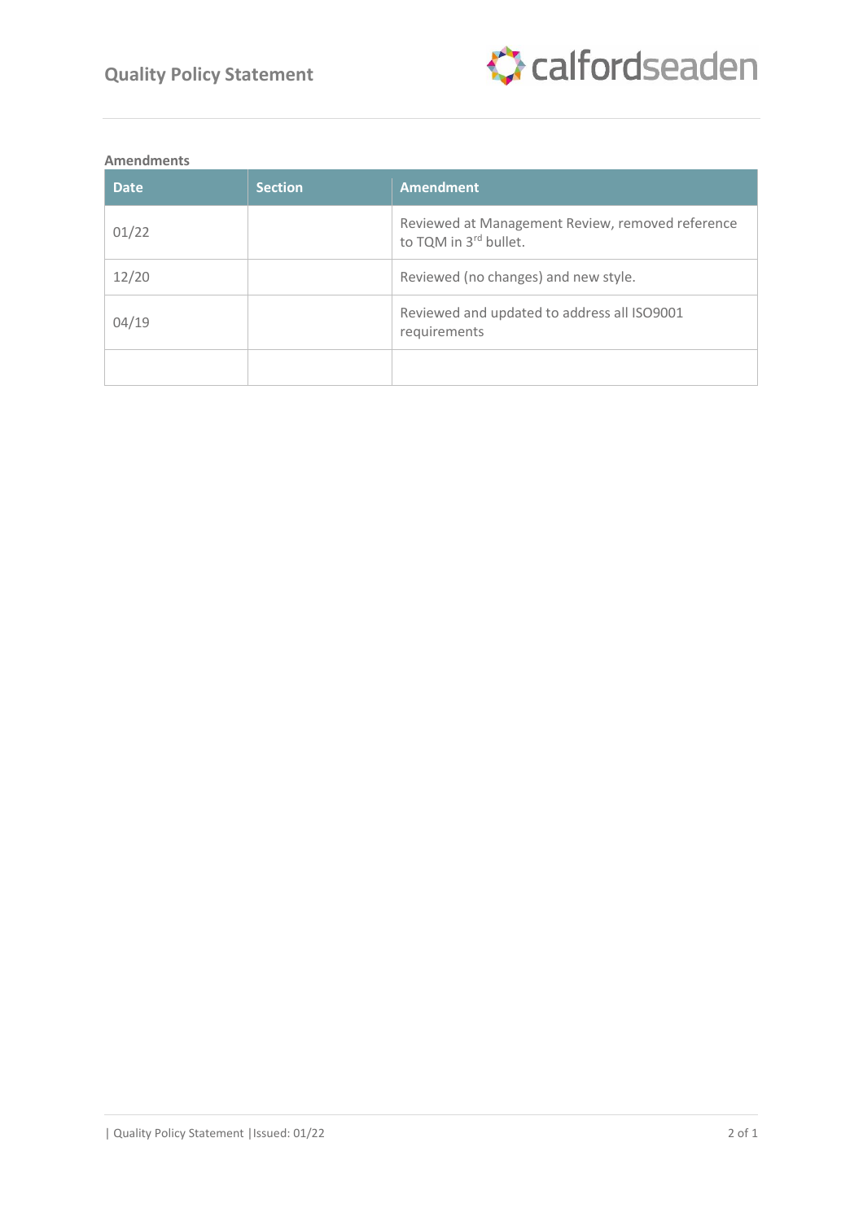**Amendments**

| Date | Section | Amendment |
| --- | --- | --- |
| 01/22 | | Reviewed at Management Review, removed reference to TQM in 3rd bullet. |
| 12/20 | | Reviewed (no changes) and new style. |
| 04/19 | | Reviewed and updated to address all ISO9001 requirements |
| | | |